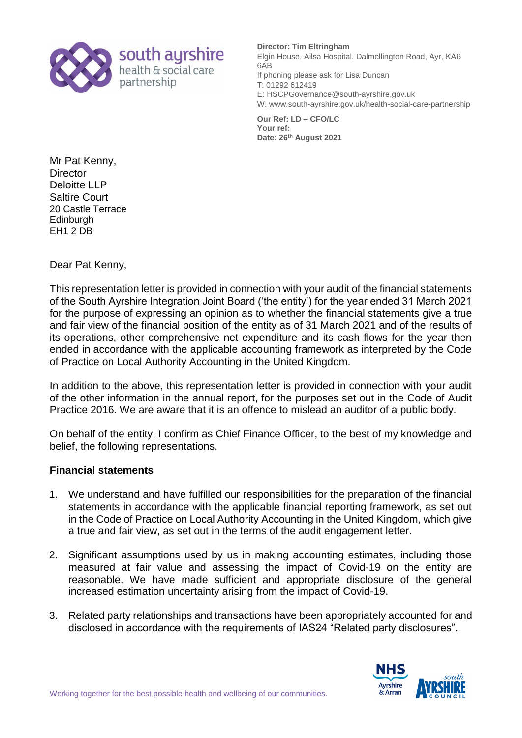**Director: Tim Eltringham**
Elgin House, Ailsa Hospital, Dalmellington Road, Ayr, KA6 6AB
If phoning please ask for Lisa Duncan
T: 01292 612419
E: HSCPGovernance@south-ayrshire.gov.uk
W: www.south-ayrshire.gov.uk/health-social-care-partnership

**Our Ref: LD – CFO/LC**
**Your ref:**
**Date: 26th August 2021**

Mr Pat Kenny,
Director
Deloitte LLP
Saltire Court
20 Castle Terrace
Edinburgh
EH1 2 DB

Dear Pat Kenny,

This representation letter is provided in connection with your audit of the financial statements of the South Ayrshire Integration Joint Board ('the entity') for the year ended 31 March 2021 for the purpose of expressing an opinion as to whether the financial statements give a true and fair view of the financial position of the entity as of 31 March 2021 and of the results of its operations, other comprehensive net expenditure and its cash flows for the year then ended in accordance with the applicable accounting framework as interpreted by the Code of Practice on Local Authority Accounting in the United Kingdom.

In addition to the above, this representation letter is provided in connection with your audit of the other information in the annual report, for the purposes set out in the Code of Audit Practice 2016. We are aware that it is an offence to mislead an auditor of a public body.

On behalf of the entity, I confirm as Chief Finance Officer, to the best of my knowledge and belief, the following representations.

## Financial statements

1. We understand and have fulfilled our responsibilities for the preparation of the financial statements in accordance with the applicable financial reporting framework, as set out in the Code of Practice on Local Authority Accounting in the United Kingdom, which give a true and fair view, as set out in the terms of the audit engagement letter.
2. Significant assumptions used by us in making accounting estimates, including those measured at fair value and assessing the impact of Covid-19 on the entity are reasonable. We have made sufficient and appropriate disclosure of the general increased estimation uncertainty arising from the impact of Covid-19.
3. Related party relationships and transactions have been appropriately accounted for and disclosed in accordance with the requirements of IAS24 "Related party disclosures".

Working together for the best possible health and wellbeing of our communities.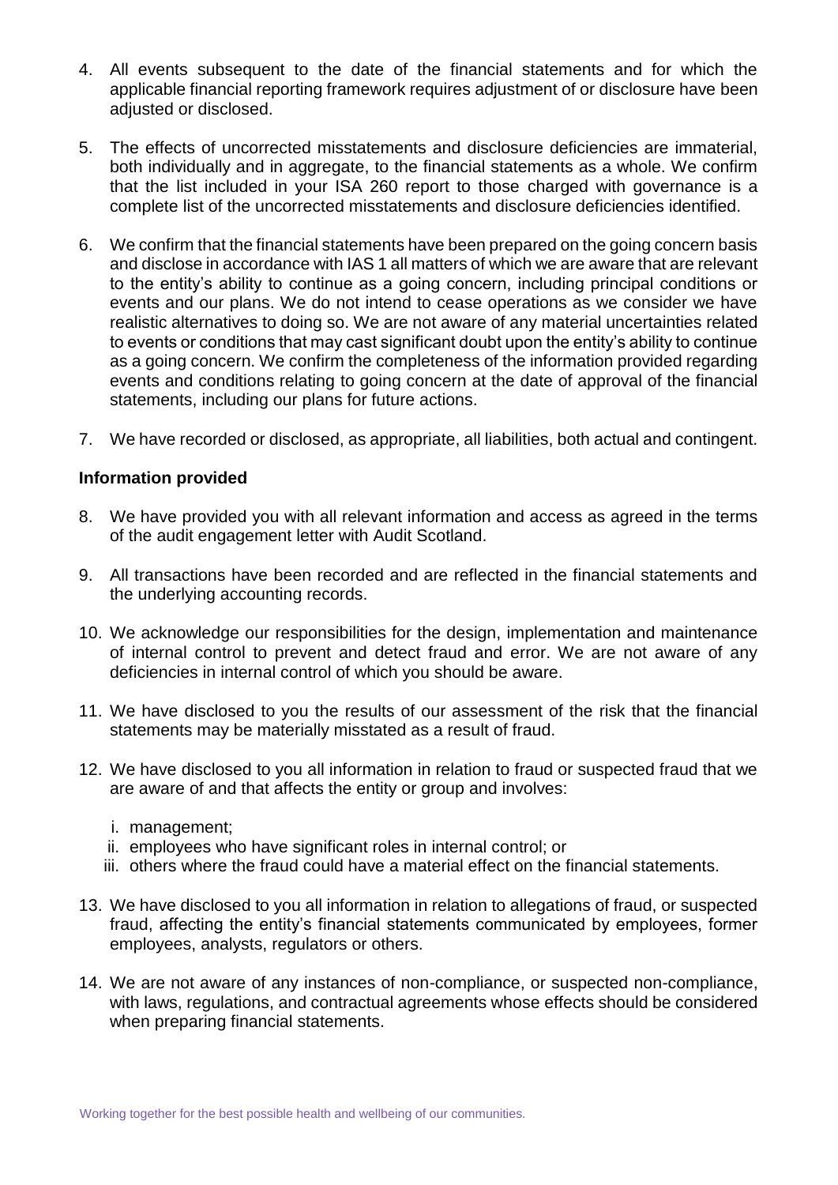4. All events subsequent to the date of the financial statements and for which the applicable financial reporting framework requires adjustment of or disclosure have been adjusted or disclosed.

5. The effects of uncorrected misstatements and disclosure deficiencies are immaterial, both individually and in aggregate, to the financial statements as a whole. We confirm that the list included in your ISA 260 report to those charged with governance is a complete list of the uncorrected misstatements and disclosure deficiencies identified.

6. We confirm that the financial statements have been prepared on the going concern basis and disclose in accordance with IAS 1 all matters of which we are aware that are relevant to the entity's ability to continue as a going concern, including principal conditions or events and our plans. We do not intend to cease operations as we consider we have realistic alternatives to doing so. We are not aware of any material uncertainties related to events or conditions that may cast significant doubt upon the entity's ability to continue as a going concern. We confirm the completeness of the information provided regarding events and conditions relating to going concern at the date of approval of the financial statements, including our plans for future actions.

7. We have recorded or disclosed, as appropriate, all liabilities, both actual and contingent.

**Information provided**

8. We have provided you with all relevant information and access as agreed in the terms of the audit engagement letter with Audit Scotland.

9. All transactions have been recorded and are reflected in the financial statements and the underlying accounting records.

10. We acknowledge our responsibilities for the design, implementation and maintenance of internal control to prevent and detect fraud and error. We are not aware of any deficiencies in internal control of which you should be aware.

11. We have disclosed to you the results of our assessment of the risk that the financial statements may be materially misstated as a result of fraud.

12. We have disclosed to you all information in relation to fraud or suspected fraud that we are aware of and that affects the entity or group and involves:

    i. management;
    ii. employees who have significant roles in internal control; or
    iii. others where the fraud could have a material effect on the financial statements.

13. We have disclosed to you all information in relation to allegations of fraud, or suspected fraud, affecting the entity's financial statements communicated by employees, former employees, analysts, regulators or others.

14. We are not aware of any instances of non-compliance, or suspected non-compliance, with laws, regulations, and contractual agreements whose effects should be considered when preparing financial statements.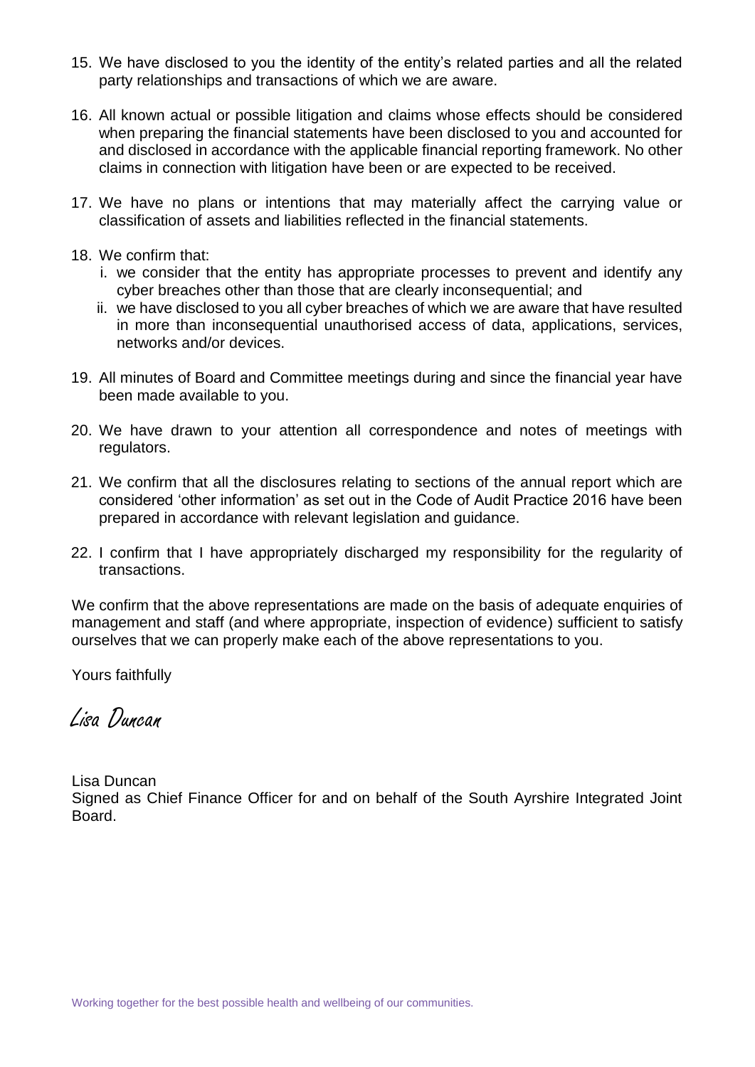15. We have disclosed to you the identity of the entity's related parties and all the related party relationships and transactions of which we are aware.

16. All known actual or possible litigation and claims whose effects should be considered when preparing the financial statements have been disclosed to you and accounted for and disclosed in accordance with the applicable financial reporting framework. No other claims in connection with litigation have been or are expected to be received.

17. We have no plans or intentions that may materially affect the carrying value or classification of assets and liabilities reflected in the financial statements.

18. We confirm that:
    i. we consider that the entity has appropriate processes to prevent and identify any cyber breaches other than those that are clearly inconsequential; and
    ii. we have disclosed to you all cyber breaches of which we are aware that have resulted in more than inconsequential unauthorised access of data, applications, services, networks and/or devices.

19. All minutes of Board and Committee meetings during and since the financial year have been made available to you.

20. We have drawn to your attention all correspondence and notes of meetings with regulators.

21. We confirm that all the disclosures relating to sections of the annual report which are considered 'other information' as set out in the Code of Audit Practice 2016 have been prepared in accordance with relevant legislation and guidance.

22. I confirm that I have appropriately discharged my responsibility for the regularity of transactions.

We confirm that the above representations are made on the basis of adequate enquiries of management and staff (and where appropriate, inspection of evidence) sufficient to satisfy ourselves that we can properly make each of the above representations to you.

Yours faithfully

*Lisa Duncan*

Lisa Duncan
Signed as Chief Finance Officer for and on behalf of the South Ayrshire Integrated Joint Board.